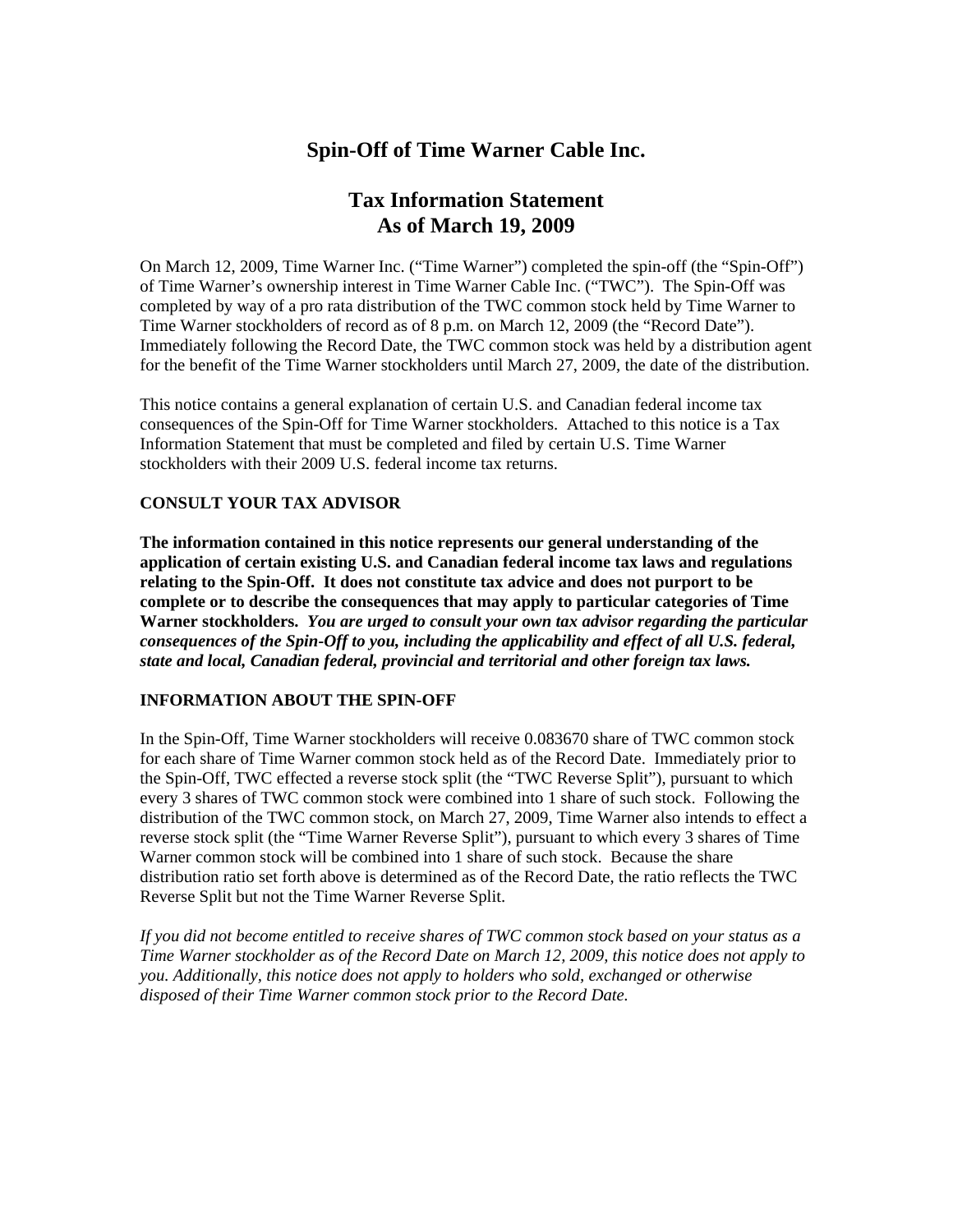# Spin-Off of Time Warner Cable Inc.

## Tax Information Statement
## As of March 19, 2009

On March 12, 2009, Time Warner Inc. ("Time Warner") completed the spin-off (the "Spin-Off") of Time Warner's ownership interest in Time Warner Cable Inc. ("TWC"). The Spin-Off was completed by way of a pro rata distribution of the TWC common stock held by Time Warner to Time Warner stockholders of record as of 8 p.m. on March 12, 2009 (the "Record Date"). Immediately following the Record Date, the TWC common stock was held by a distribution agent for the benefit of the Time Warner stockholders until March 27, 2009, the date of the distribution.

This notice contains a general explanation of certain U.S. and Canadian federal income tax consequences of the Spin-Off for Time Warner stockholders. Attached to this notice is a Tax Information Statement that must be completed and filed by certain U.S. Time Warner stockholders with their 2009 U.S. federal income tax returns.

**CONSULT YOUR TAX ADVISOR**

**The information contained in this notice represents our general understanding of the application of certain existing U.S. and Canadian federal income tax laws and regulations relating to the Spin-Off. It does not constitute tax advice and does not purport to be complete or to describe the consequences that may apply to particular categories of Time Warner stockholders. *You are urged to consult your own tax advisor regarding the particular consequences of the Spin-Off to you, including the applicability and effect of all U.S. federal, state and local, Canadian federal, provincial and territorial and other foreign tax laws.***

**INFORMATION ABOUT THE SPIN-OFF**

In the Spin-Off, Time Warner stockholders will receive 0.083670 share of TWC common stock for each share of Time Warner common stock held as of the Record Date. Immediately prior to the Spin-Off, TWC effected a reverse stock split (the "TWC Reverse Split"), pursuant to which every 3 shares of TWC common stock were combined into 1 share of such stock. Following the distribution of the TWC common stock, on March 27, 2009, Time Warner also intends to effect a reverse stock split (the "Time Warner Reverse Split"), pursuant to which every 3 shares of Time Warner common stock will be combined into 1 share of such stock. Because the share distribution ratio set forth above is determined as of the Record Date, the ratio reflects the TWC Reverse Split but not the Time Warner Reverse Split.

*If you did not become entitled to receive shares of TWC common stock based on your status as a Time Warner stockholder as of the Record Date on March 12, 2009, this notice does not apply to you. Additionally, this notice does not apply to holders who sold, exchanged or otherwise disposed of their Time Warner common stock prior to the Record Date.*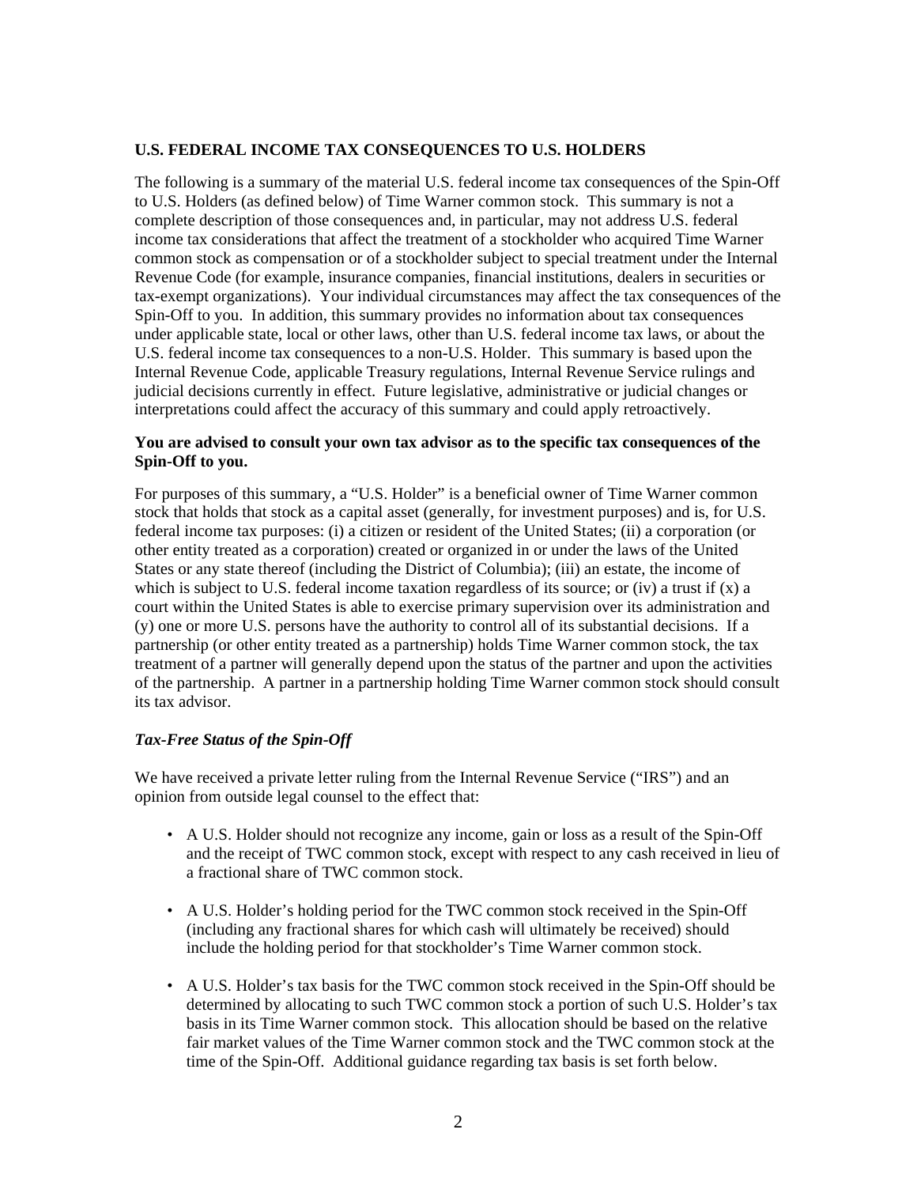## U.S. FEDERAL INCOME TAX CONSEQUENCES TO U.S. HOLDERS

The following is a summary of the material U.S. federal income tax consequences of the Spin-Off to U.S. Holders (as defined below) of Time Warner common stock. This summary is not a complete description of those consequences and, in particular, may not address U.S. federal income tax considerations that affect the treatment of a stockholder who acquired Time Warner common stock as compensation or of a stockholder subject to special treatment under the Internal Revenue Code (for example, insurance companies, financial institutions, dealers in securities or tax-exempt organizations). Your individual circumstances may affect the tax consequences of the Spin-Off to you. In addition, this summary provides no information about tax consequences under applicable state, local or other laws, other than U.S. federal income tax laws, or about the U.S. federal income tax consequences to a non-U.S. Holder. This summary is based upon the Internal Revenue Code, applicable Treasury regulations, Internal Revenue Service rulings and judicial decisions currently in effect. Future legislative, administrative or judicial changes or interpretations could affect the accuracy of this summary and could apply retroactively.

**You are advised to consult your own tax advisor as to the specific tax consequences of the Spin-Off to you.**

For purposes of this summary, a "U.S. Holder" is a beneficial owner of Time Warner common stock that holds that stock as a capital asset (generally, for investment purposes) and is, for U.S. federal income tax purposes: (i) a citizen or resident of the United States; (ii) a corporation (or other entity treated as a corporation) created or organized in or under the laws of the United States or any state thereof (including the District of Columbia); (iii) an estate, the income of which is subject to U.S. federal income taxation regardless of its source; or (iv) a trust if (x) a court within the United States is able to exercise primary supervision over its administration and (y) one or more U.S. persons have the authority to control all of its substantial decisions. If a partnership (or other entity treated as a partnership) holds Time Warner common stock, the tax treatment of a partner will generally depend upon the status of the partner and upon the activities of the partnership. A partner in a partnership holding Time Warner common stock should consult its tax advisor.

### *Tax-Free Status of the Spin-Off*

We have received a private letter ruling from the Internal Revenue Service ("IRS") and an opinion from outside legal counsel to the effect that:

- A U.S. Holder should not recognize any income, gain or loss as a result of the Spin-Off and the receipt of TWC common stock, except with respect to any cash received in lieu of a fractional share of TWC common stock.
- A U.S. Holder's holding period for the TWC common stock received in the Spin-Off (including any fractional shares for which cash will ultimately be received) should include the holding period for that stockholder's Time Warner common stock.
- A U.S. Holder's tax basis for the TWC common stock received in the Spin-Off should be determined by allocating to such TWC common stock a portion of such U.S. Holder's tax basis in its Time Warner common stock. This allocation should be based on the relative fair market values of the Time Warner common stock and the TWC common stock at the time of the Spin-Off. Additional guidance regarding tax basis is set forth below.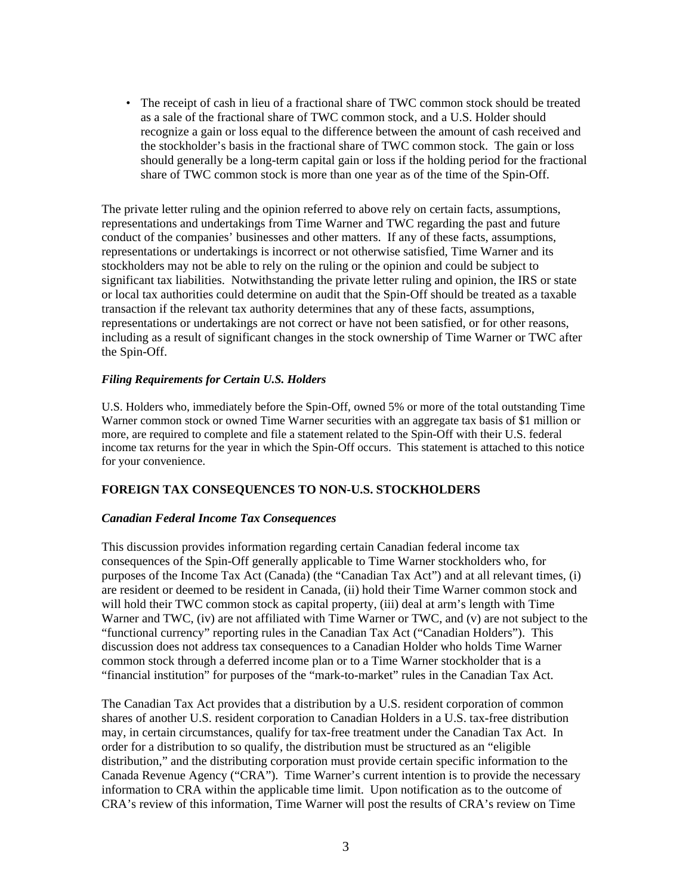- The receipt of cash in lieu of a fractional share of TWC common stock should be treated as a sale of the fractional share of TWC common stock, and a U.S. Holder should recognize a gain or loss equal to the difference between the amount of cash received and the stockholder's basis in the fractional share of TWC common stock. The gain or loss should generally be a long-term capital gain or loss if the holding period for the fractional share of TWC common stock is more than one year as of the time of the Spin-Off.

The private letter ruling and the opinion referred to above rely on certain facts, assumptions, representations and undertakings from Time Warner and TWC regarding the past and future conduct of the companies' businesses and other matters. If any of these facts, assumptions, representations or undertakings is incorrect or not otherwise satisfied, Time Warner and its stockholders may not be able to rely on the ruling or the opinion and could be subject to significant tax liabilities. Notwithstanding the private letter ruling and opinion, the IRS or state or local tax authorities could determine on audit that the Spin-Off should be treated as a taxable transaction if the relevant tax authority determines that any of these facts, assumptions, representations or undertakings are not correct or have not been satisfied, or for other reasons, including as a result of significant changes in the stock ownership of Time Warner or TWC after the Spin-Off.

***Filing Requirements for Certain U.S. Holders***

U.S. Holders who, immediately before the Spin-Off, owned 5% or more of the total outstanding Time Warner common stock or owned Time Warner securities with an aggregate tax basis of $1 million or more, are required to complete and file a statement related to the Spin-Off with their U.S. federal income tax returns for the year in which the Spin-Off occurs. This statement is attached to this notice for your convenience.

**FOREIGN TAX CONSEQUENCES TO NON-U.S. STOCKHOLDERS**

***Canadian Federal Income Tax Consequences***

This discussion provides information regarding certain Canadian federal income tax consequences of the Spin-Off generally applicable to Time Warner stockholders who, for purposes of the Income Tax Act (Canada) (the "Canadian Tax Act") and at all relevant times, (i) are resident or deemed to be resident in Canada, (ii) hold their Time Warner common stock and will hold their TWC common stock as capital property, (iii) deal at arm's length with Time Warner and TWC, (iv) are not affiliated with Time Warner or TWC, and (v) are not subject to the "functional currency" reporting rules in the Canadian Tax Act ("Canadian Holders"). This discussion does not address tax consequences to a Canadian Holder who holds Time Warner common stock through a deferred income plan or to a Time Warner stockholder that is a "financial institution" for purposes of the "mark-to-market" rules in the Canadian Tax Act.

The Canadian Tax Act provides that a distribution by a U.S. resident corporation of common shares of another U.S. resident corporation to Canadian Holders in a U.S. tax-free distribution may, in certain circumstances, qualify for tax-free treatment under the Canadian Tax Act. In order for a distribution to so qualify, the distribution must be structured as an "eligible distribution," and the distributing corporation must provide certain specific information to the Canada Revenue Agency ("CRA"). Time Warner's current intention is to provide the necessary information to CRA within the applicable time limit. Upon notification as to the outcome of CRA's review of this information, Time Warner will post the results of CRA's review on Time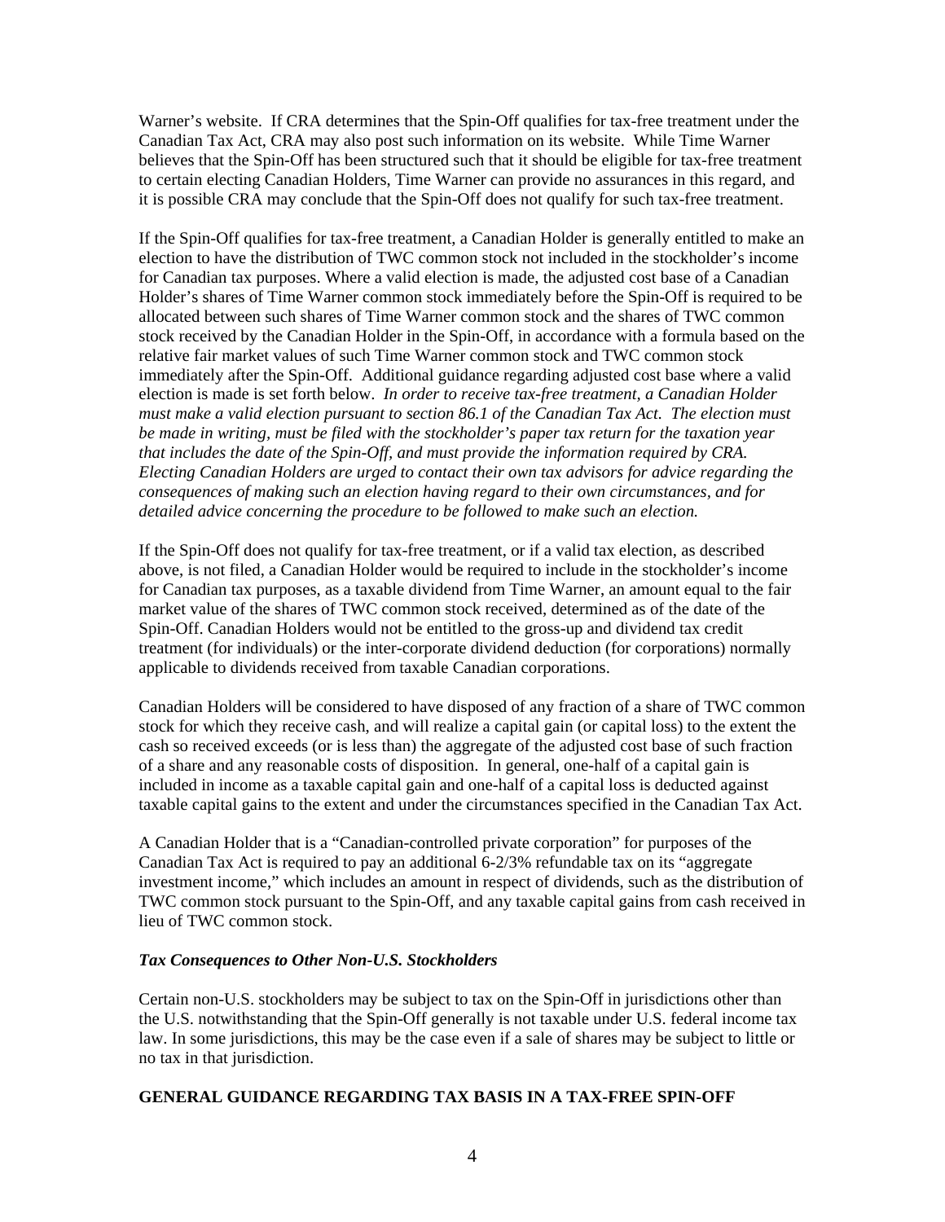Warner's website. If CRA determines that the Spin-Off qualifies for tax-free treatment under the Canadian Tax Act, CRA may also post such information on its website. While Time Warner believes that the Spin-Off has been structured such that it should be eligible for tax-free treatment to certain electing Canadian Holders, Time Warner can provide no assurances in this regard, and it is possible CRA may conclude that the Spin-Off does not qualify for such tax-free treatment.

If the Spin-Off qualifies for tax-free treatment, a Canadian Holder is generally entitled to make an election to have the distribution of TWC common stock not included in the stockholder's income for Canadian tax purposes. Where a valid election is made, the adjusted cost base of a Canadian Holder's shares of Time Warner common stock immediately before the Spin-Off is required to be allocated between such shares of Time Warner common stock and the shares of TWC common stock received by the Canadian Holder in the Spin-Off, in accordance with a formula based on the relative fair market values of such Time Warner common stock and TWC common stock immediately after the Spin-Off. Additional guidance regarding adjusted cost base where a valid election is made is set forth below. *In order to receive tax-free treatment, a Canadian Holder must make a valid election pursuant to section 86.1 of the Canadian Tax Act. The election must be made in writing, must be filed with the stockholder's paper tax return for the taxation year that includes the date of the Spin-Off, and must provide the information required by CRA. Electing Canadian Holders are urged to contact their own tax advisors for advice regarding the consequences of making such an election having regard to their own circumstances, and for detailed advice concerning the procedure to be followed to make such an election.*

If the Spin-Off does not qualify for tax-free treatment, or if a valid tax election, as described above, is not filed, a Canadian Holder would be required to include in the stockholder's income for Canadian tax purposes, as a taxable dividend from Time Warner, an amount equal to the fair market value of the shares of TWC common stock received, determined as of the date of the Spin-Off. Canadian Holders would not be entitled to the gross-up and dividend tax credit treatment (for individuals) or the inter-corporate dividend deduction (for corporations) normally applicable to dividends received from taxable Canadian corporations.

Canadian Holders will be considered to have disposed of any fraction of a share of TWC common stock for which they receive cash, and will realize a capital gain (or capital loss) to the extent the cash so received exceeds (or is less than) the aggregate of the adjusted cost base of such fraction of a share and any reasonable costs of disposition. In general, one-half of a capital gain is included in income as a taxable capital gain and one-half of a capital loss is deducted against taxable capital gains to the extent and under the circumstances specified in the Canadian Tax Act.

A Canadian Holder that is a "Canadian-controlled private corporation" for purposes of the Canadian Tax Act is required to pay an additional 6-2/3% refundable tax on its "aggregate investment income," which includes an amount in respect of dividends, such as the distribution of TWC common stock pursuant to the Spin-Off, and any taxable capital gains from cash received in lieu of TWC common stock.

### *Tax Consequences to Other Non-U.S. Stockholders*

Certain non-U.S. stockholders may be subject to tax on the Spin-Off in jurisdictions other than the U.S. notwithstanding that the Spin-Off generally is not taxable under U.S. federal income tax law. In some jurisdictions, this may be the case even if a sale of shares may be subject to little or no tax in that jurisdiction.

## GENERAL GUIDANCE REGARDING TAX BASIS IN A TAX-FREE SPIN-OFF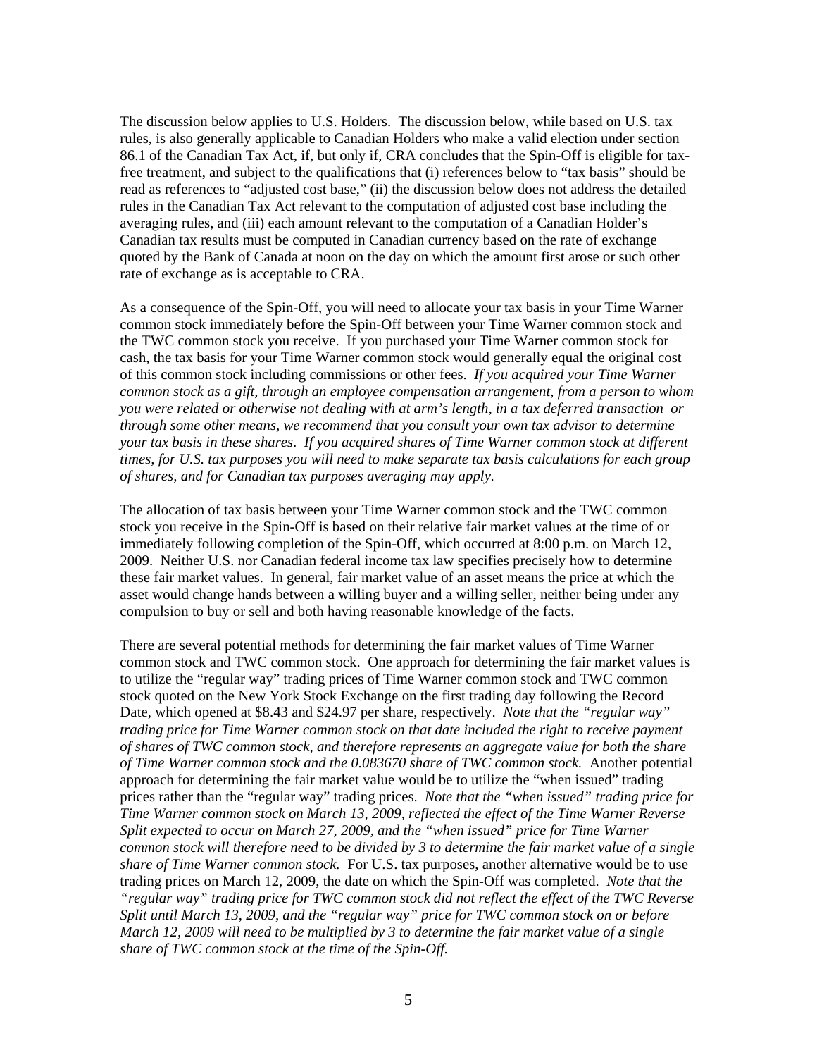The discussion below applies to U.S. Holders. The discussion below, while based on U.S. tax rules, is also generally applicable to Canadian Holders who make a valid election under section 86.1 of the Canadian Tax Act, if, but only if, CRA concludes that the Spin-Off is eligible for tax-free treatment, and subject to the qualifications that (i) references below to "tax basis" should be read as references to "adjusted cost base," (ii) the discussion below does not address the detailed rules in the Canadian Tax Act relevant to the computation of adjusted cost base including the averaging rules, and (iii) each amount relevant to the computation of a Canadian Holder's Canadian tax results must be computed in Canadian currency based on the rate of exchange quoted by the Bank of Canada at noon on the day on which the amount first arose or such other rate of exchange as is acceptable to CRA.

As a consequence of the Spin-Off, you will need to allocate your tax basis in your Time Warner common stock immediately before the Spin-Off between your Time Warner common stock and the TWC common stock you receive. If you purchased your Time Warner common stock for cash, the tax basis for your Time Warner common stock would generally equal the original cost of this common stock including commissions or other fees. *If you acquired your Time Warner common stock as a gift, through an employee compensation arrangement, from a person to whom you were related or otherwise not dealing with at arm's length, in a tax deferred transaction or through some other means, we recommend that you consult your own tax advisor to determine your tax basis in these shares. If you acquired shares of Time Warner common stock at different times, for U.S. tax purposes you will need to make separate tax basis calculations for each group of shares, and for Canadian tax purposes averaging may apply.*

The allocation of tax basis between your Time Warner common stock and the TWC common stock you receive in the Spin-Off is based on their relative fair market values at the time of or immediately following completion of the Spin-Off, which occurred at 8:00 p.m. on March 12, 2009. Neither U.S. nor Canadian federal income tax law specifies precisely how to determine these fair market values. In general, fair market value of an asset means the price at which the asset would change hands between a willing buyer and a willing seller, neither being under any compulsion to buy or sell and both having reasonable knowledge of the facts.

There are several potential methods for determining the fair market values of Time Warner common stock and TWC common stock. One approach for determining the fair market values is to utilize the "regular way" trading prices of Time Warner common stock and TWC common stock quoted on the New York Stock Exchange on the first trading day following the Record Date, which opened at $8.43 and $24.97 per share, respectively. *Note that the "regular way" trading price for Time Warner common stock on that date included the right to receive payment of shares of TWC common stock, and therefore represents an aggregate value for both the share of Time Warner common stock and the 0.083670 share of TWC common stock.* Another potential approach for determining the fair market value would be to utilize the "when issued" trading prices rather than the "regular way" trading prices. *Note that the "when issued" trading price for Time Warner common stock on March 13, 2009, reflected the effect of the Time Warner Reverse Split expected to occur on March 27, 2009, and the "when issued" price for Time Warner common stock will therefore need to be divided by 3 to determine the fair market value of a single share of Time Warner common stock.* For U.S. tax purposes, another alternative would be to use trading prices on March 12, 2009, the date on which the Spin-Off was completed. *Note that the "regular way" trading price for TWC common stock did not reflect the effect of the TWC Reverse Split until March 13, 2009, and the "regular way" price for TWC common stock on or before March 12, 2009 will need to be multiplied by 3 to determine the fair market value of a single share of TWC common stock at the time of the Spin-Off.*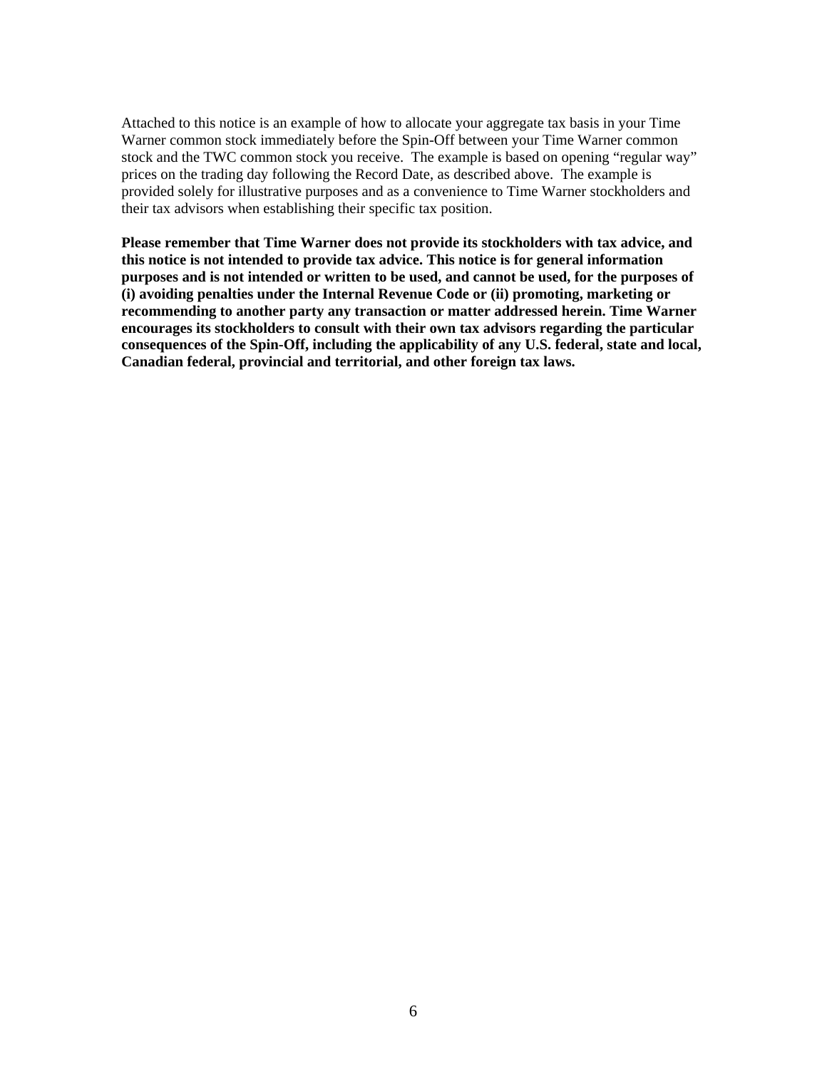Attached to this notice is an example of how to allocate your aggregate tax basis in your Time Warner common stock immediately before the Spin-Off between your Time Warner common stock and the TWC common stock you receive. The example is based on opening "regular way" prices on the trading day following the Record Date, as described above. The example is provided solely for illustrative purposes and as a convenience to Time Warner stockholders and their tax advisors when establishing their specific tax position.

**Please remember that Time Warner does not provide its stockholders with tax advice, and this notice is not intended to provide tax advice. This notice is for general information purposes and is not intended or written to be used, and cannot be used, for the purposes of (i) avoiding penalties under the Internal Revenue Code or (ii) promoting, marketing or recommending to another party any transaction or matter addressed herein. Time Warner encourages its stockholders to consult with their own tax advisors regarding the particular consequences of the Spin-Off, including the applicability of any U.S. federal, state and local, Canadian federal, provincial and territorial, and other foreign tax laws.**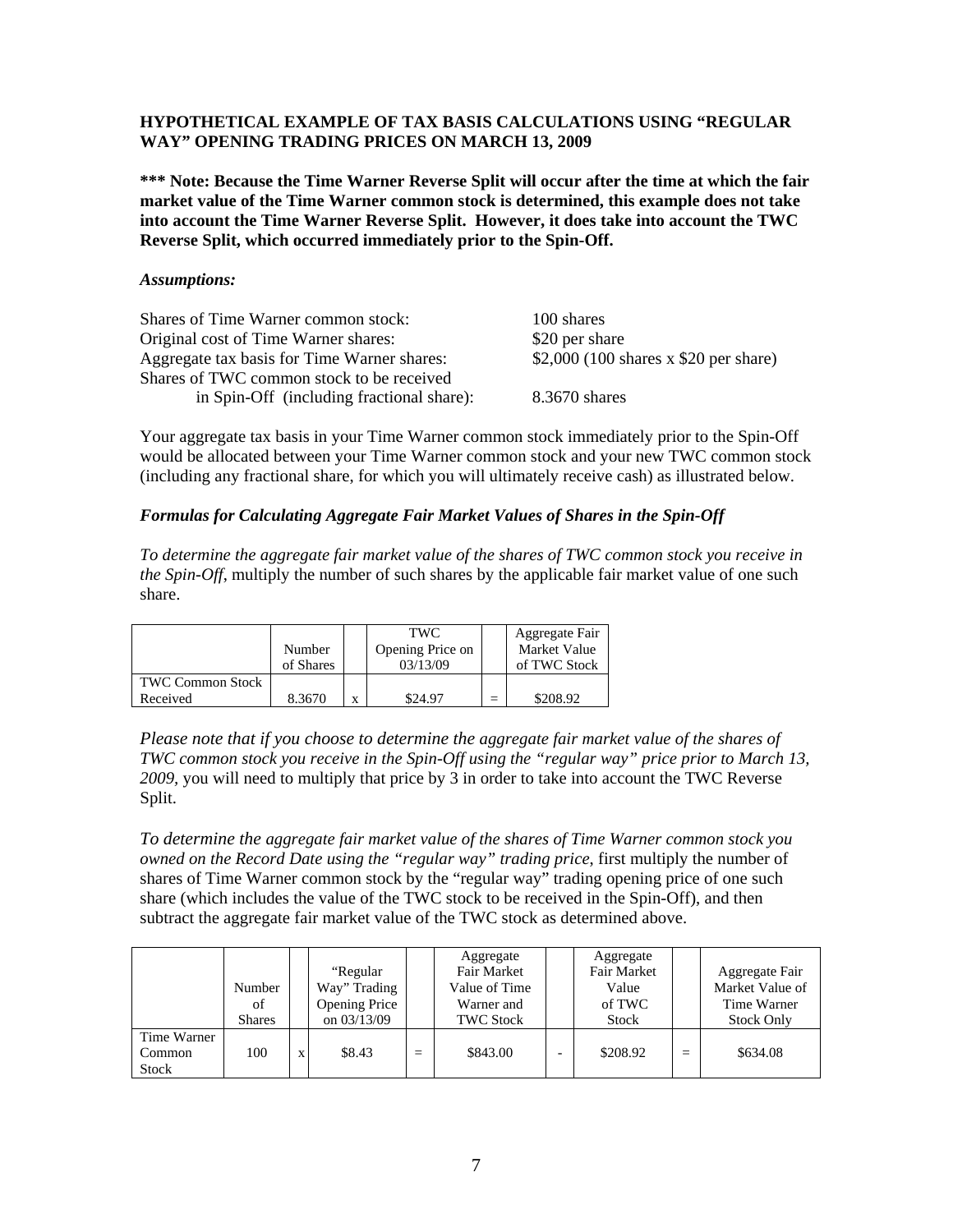**HYPOTHETICAL EXAMPLE OF TAX BASIS CALCULATIONS USING "REGULAR WAY" OPENING TRADING PRICES ON MARCH 13, 2009**

**\*\*\* Note: Because the Time Warner Reverse Split will occur after the time at which the fair market value of the Time Warner common stock is determined, this example does not take into account the Time Warner Reverse Split. However, it does take into account the TWC Reverse Split, which occurred immediately prior to the Spin-Off.**

***Assumptions:***

| | |
|---|---|
| Shares of Time Warner common stock: | 100 shares |
| Original cost of Time Warner shares: | $20 per share |
| Aggregate tax basis for Time Warner shares: | $2,000 (100 shares x $20 per share) |
| Shares of TWC common stock to be received in Spin-Off (including fractional share): | 8.3670 shares |

Your aggregate tax basis in your Time Warner common stock immediately prior to the Spin-Off would be allocated between your Time Warner common stock and your new TWC common stock (including any fractional share, for which you will ultimately receive cash) as illustrated below.

***Formulas for Calculating Aggregate Fair Market Values of Shares in the Spin-Off***

*To determine the aggregate fair market value of the shares of TWC common stock you receive in the Spin-Off*, multiply the number of such shares by the applicable fair market value of one such share.

| | Number of Shares | | TWC Opening Price on 03/13/09 | | Aggregate Fair Market Value of TWC Stock |
|---|---|---|---|---|---|
| TWC Common Stock Received | 8.3670 | x | $24.97 | = | $208.92 |

*Please note that if you choose to determine the aggregate fair market value of the shares of TWC common stock you receive in the Spin-Off using the "regular way" price prior to March 13, 2009*, you will need to multiply that price by 3 in order to take into account the TWC Reverse Split.

*To determine the aggregate fair market value of the shares of Time Warner common stock you owned on the Record Date using the "regular way" trading price*, first multiply the number of shares of Time Warner common stock by the "regular way" trading opening price of one such share (which includes the value of the TWC stock to be received in the Spin-Off), and then subtract the aggregate fair market value of the TWC stock as determined above.

| | Number of Shares | | "Regular Way" Trading Opening Price on 03/13/09 | | Aggregate Fair Market Value of Time Warner and TWC Stock | | Aggregate Fair Market Value of TWC Stock | | Aggregate Fair Market Value of Time Warner Stock Only |
|---|---|---|---|---|---|---|---|---|---|
| Time Warner Common Stock | 100 | x | $8.43 | = | $843.00 | - | $208.92 | = | $634.08 |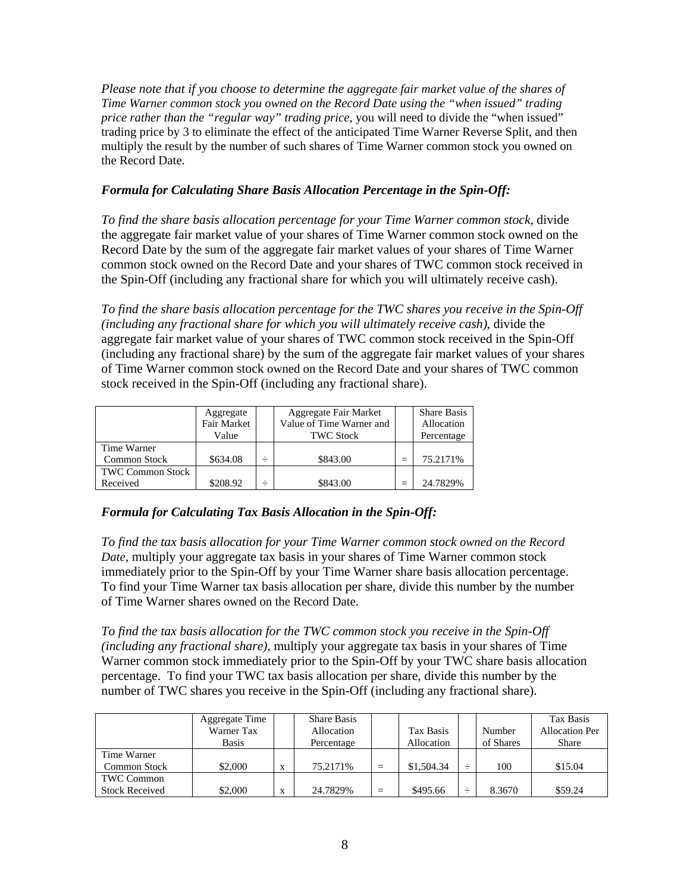*Please note that if you choose to determine the aggregate fair market value of the shares of Time Warner common stock you owned on the Record Date using the "when issued" trading price rather than the "regular way" trading price*, you will need to divide the "when issued" trading price by 3 to eliminate the effect of the anticipated Time Warner Reverse Split, and then multiply the result by the number of such shares of Time Warner common stock you owned on the Record Date.

***Formula for Calculating Share Basis Allocation Percentage in the Spin-Off:***

*To find the share basis allocation percentage for your Time Warner common stock*, divide the aggregate fair market value of your shares of Time Warner common stock owned on the Record Date by the sum of the aggregate fair market values of your shares of Time Warner common stock owned on the Record Date and your shares of TWC common stock received in the Spin-Off (including any fractional share for which you will ultimately receive cash).

*To find the share basis allocation percentage for the TWC shares you receive in the Spin-Off (including any fractional share for which you will ultimately receive cash)*, divide the aggregate fair market value of your shares of TWC common stock received in the Spin-Off (including any fractional share) by the sum of the aggregate fair market values of your shares of Time Warner common stock owned on the Record Date and your shares of TWC common stock received in the Spin-Off (including any fractional share).

| | Aggregate Fair Market Value | | Aggregate Fair Market Value of Time Warner and TWC Stock | | Share Basis Allocation Percentage |
|---|---|---|---|---|---|
| Time Warner Common Stock | $634.08 | ÷ | $843.00 | = | 75.2171% |
| TWC Common Stock Received | $208.92 | ÷ | $843.00 | = | 24.7829% |

***Formula for Calculating Tax Basis Allocation in the Spin-Off:***

*To find the tax basis allocation for your Time Warner common stock owned on the Record Date*, multiply your aggregate tax basis in your shares of Time Warner common stock immediately prior to the Spin-Off by your Time Warner share basis allocation percentage. To find your Time Warner tax basis allocation per share, divide this number by the number of Time Warner shares owned on the Record Date.

*To find the tax basis allocation for the TWC common stock you receive in the Spin-Off (including any fractional share)*, multiply your aggregate tax basis in your shares of Time Warner common stock immediately prior to the Spin-Off by your TWC share basis allocation percentage. To find your TWC tax basis allocation per share, divide this number by the number of TWC shares you receive in the Spin-Off (including any fractional share).

| | Aggregate Time Warner Tax Basis | | Share Basis Allocation Percentage | | Tax Basis Allocation | | Number of Shares | Tax Basis Allocation Per Share |
|---|---|---|---|---|---|---|---|---|
| Time Warner Common Stock | $2,000 | x | 75.2171% | = | $1,504.34 | ÷ | 100 | $15.04 |
| TWC Common Stock Received | $2,000 | x | 24.7829% | = | $495.66 | ÷ | 8.3670 | $59.24 |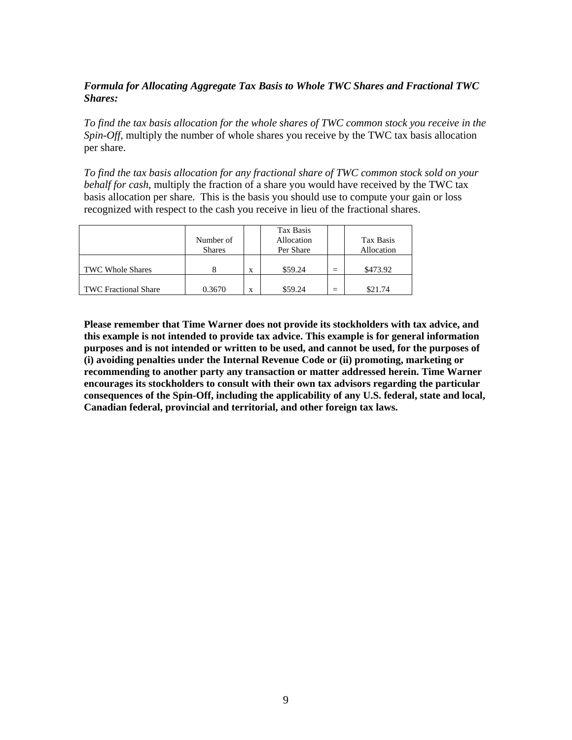***Formula for Allocating Aggregate Tax Basis to Whole TWC Shares and Fractional TWC Shares:***

*To find the tax basis allocation for the whole shares of TWC common stock you receive in the Spin-Off*, multiply the number of whole shares you receive by the TWC tax basis allocation per share.

*To find the tax basis allocation for any fractional share of TWC common stock sold on your behalf for cash*, multiply the fraction of a share you would have received by the TWC tax basis allocation per share. This is the basis you should use to compute your gain or loss recognized with respect to the cash you receive in lieu of the fractional shares.

| | Number of Shares | | Tax Basis Allocation Per Share | | Tax Basis Allocation |
|---|---|---|---|---|---|
| TWC Whole Shares | 8 | x | $59.24 | = | $473.92 |
| TWC Fractional Share | 0.3670 | x | $59.24 | = | $21.74 |

**Please remember that Time Warner does not provide its stockholders with tax advice, and this example is not intended to provide tax advice. This example is for general information purposes and is not intended or written to be used, and cannot be used, for the purposes of (i) avoiding penalties under the Internal Revenue Code or (ii) promoting, marketing or recommending to another party any transaction or matter addressed herein. Time Warner encourages its stockholders to consult with their own tax advisors regarding the particular consequences of the Spin-Off, including the applicability of any U.S. federal, state and local, Canadian federal, provincial and territorial, and other foreign tax laws.**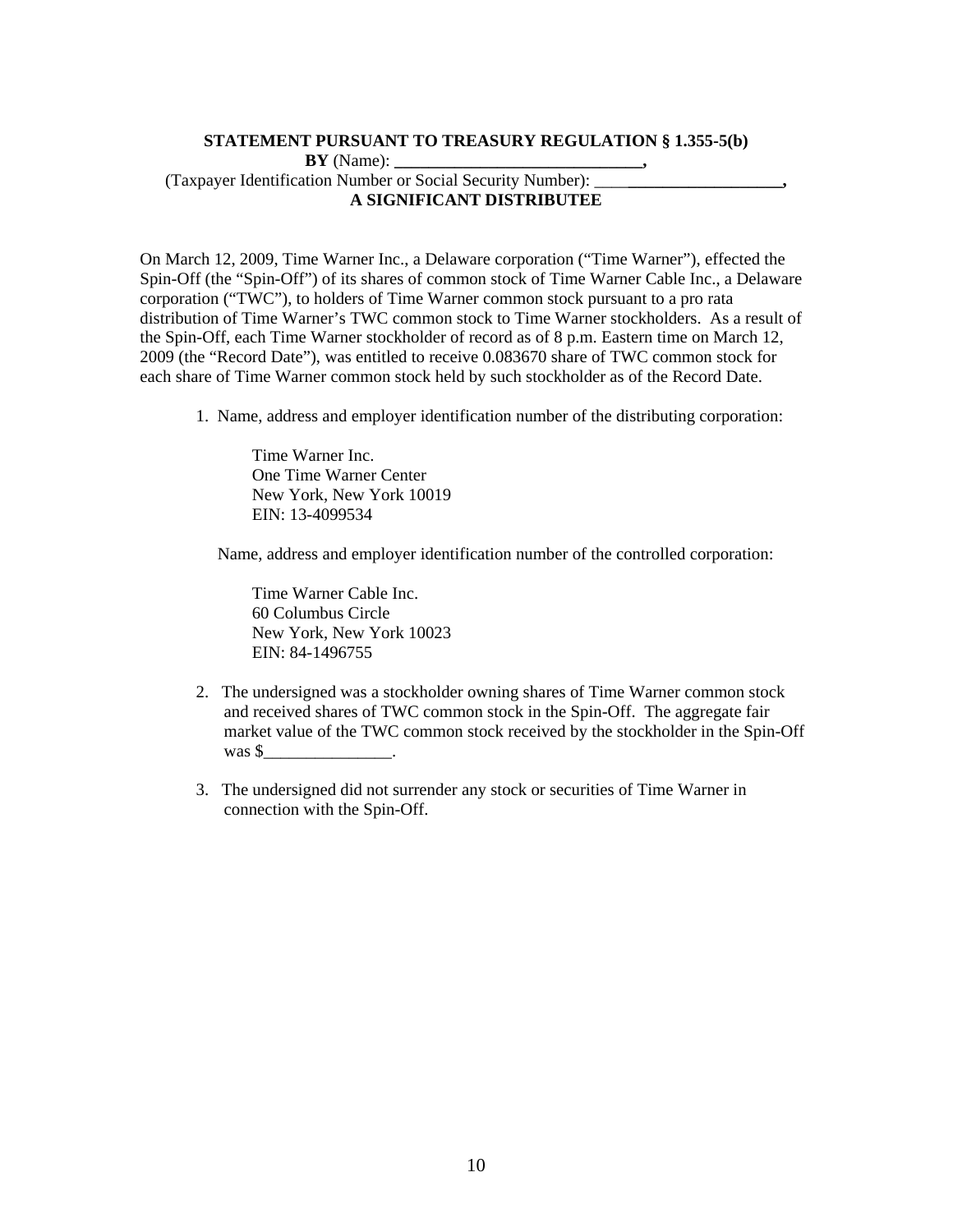**STATEMENT PURSUANT TO TREASURY REGULATION § 1.355-5(b)**
**BY** (Name): **______________________________,**
(Taxpayer Identification Number or Social Security Number): ______________________**,**
**A SIGNIFICANT DISTRIBUTEE**

On March 12, 2009, Time Warner Inc., a Delaware corporation ("Time Warner"), effected the Spin-Off (the "Spin-Off") of its shares of common stock of Time Warner Cable Inc., a Delaware corporation ("TWC"), to holders of Time Warner common stock pursuant to a pro rata distribution of Time Warner's TWC common stock to Time Warner stockholders. As a result of the Spin-Off, each Time Warner stockholder of record as of 8 p.m. Eastern time on March 12, 2009 (the "Record Date"), was entitled to receive 0.083670 share of TWC common stock for each share of Time Warner common stock held by such stockholder as of the Record Date.

1. Name, address and employer identification number of the distributing corporation:

   Time Warner Inc.
   One Time Warner Center
   New York, New York 10019
   EIN: 13-4099534

   Name, address and employer identification number of the controlled corporation:

   Time Warner Cable Inc.
   60 Columbus Circle
   New York, New York 10023
   EIN: 84-1496755

2. The undersigned was a stockholder owning shares of Time Warner common stock and received shares of TWC common stock in the Spin-Off. The aggregate fair market value of the TWC common stock received by the stockholder in the Spin-Off was $_______________.

3. The undersigned did not surrender any stock or securities of Time Warner in connection with the Spin-Off.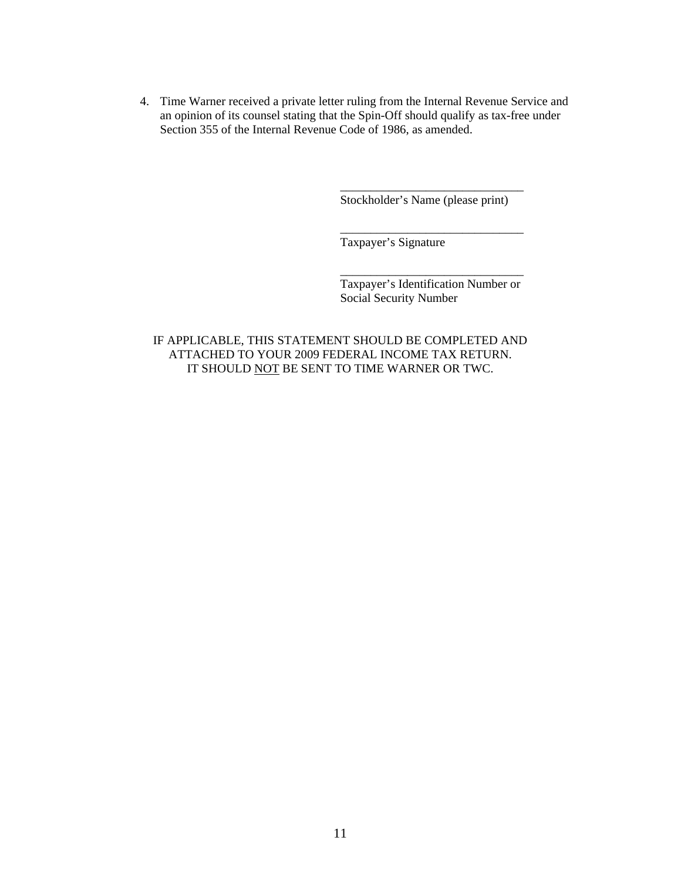4. Time Warner received a private letter ruling from the Internal Revenue Service and an opinion of its counsel stating that the Spin-Off should qualify as tax-free under Section 355 of the Internal Revenue Code of 1986, as amended.

______________________________
Stockholder's Name (please print)

______________________________
Taxpayer's Signature

______________________________
Taxpayer's Identification Number or Social Security Number

IF APPLICABLE, THIS STATEMENT SHOULD BE COMPLETED AND ATTACHED TO YOUR 2009 FEDERAL INCOME TAX RETURN. IT SHOULD <u>NOT</u> BE SENT TO TIME WARNER OR TWC.